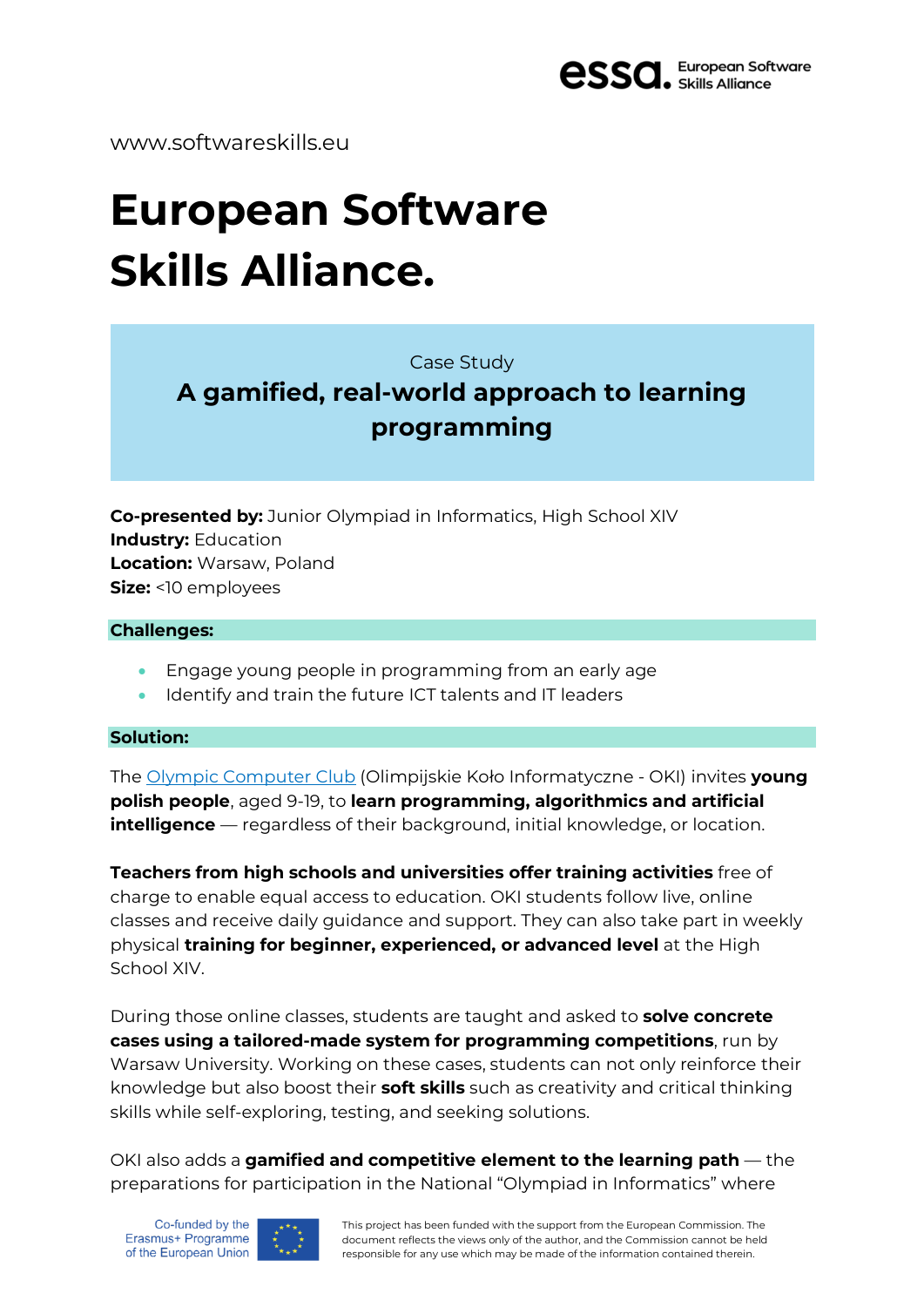www.softwareskills.eu

# European Software Skills Alliance.

Case Study

## A gamified, real-world approach to learning programming

**Co-presented by:** Junior Olympiad in Informatics, High School XIV
**Industry:** Education
**Location:** Warsaw, Poland
**Size:** <10 employees

**Challenges:**

- Engage young people in programming from an early age
- Identify and train the future ICT talents and IT leaders

**Solution:**

The Olympic Computer Club (Olimpijskie Koło Informatyczne - OKI) invites **young polish people**, aged 9-19, to **learn programming, algorithmics and artificial intelligence** — regardless of their background, initial knowledge, or location.

**Teachers from high schools and universities offer training activities** free of charge to enable equal access to education. OKI students follow live, online classes and receive daily guidance and support. They can also take part in weekly physical **training for beginner, experienced, or advanced level** at the High School XIV.

During those online classes, students are taught and asked to **solve concrete cases using a tailored-made system for programming competitions**, run by Warsaw University. Working on these cases, students can not only reinforce their knowledge but also boost their **soft skills** such as creativity and critical thinking skills while self-exploring, testing, and seeking solutions.

OKI also adds a **gamified and competitive element to the learning path** — the preparations for participation in the National "Olympiad in Informatics" where

Co-funded by the Erasmus+ Programme of the European Union

This project has been funded with the support from the European Commission. The document reflects the views only of the author, and the Commission cannot be held responsible for any use which may be made of the information contained therein.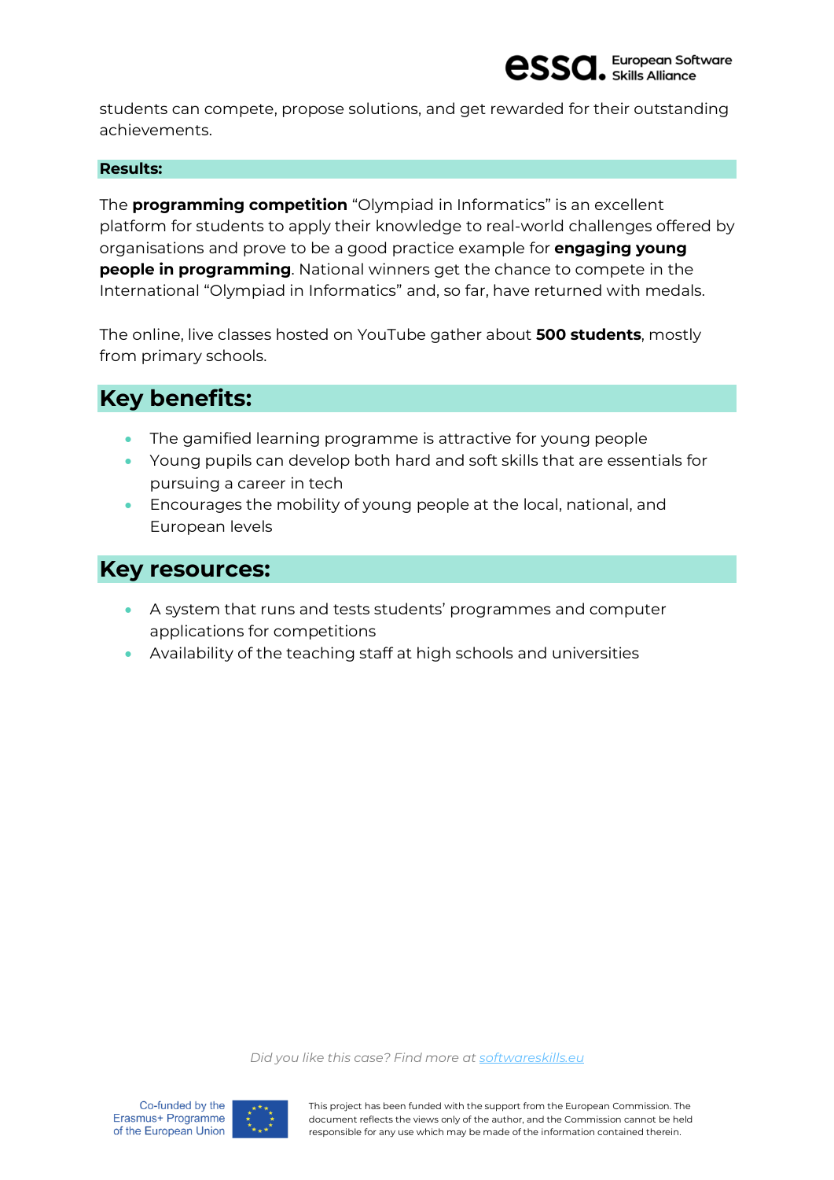students can compete, propose solutions, and get rewarded for their outstanding achievements.

**Results:**

The **programming competition** “Olympiad in Informatics” is an excellent platform for students to apply their knowledge to real-world challenges offered by organisations and prove to be a good practice example for **engaging young people in programming**. National winners get the chance to compete in the International “Olympiad in Informatics” and, so far, have returned with medals.

The online, live classes hosted on YouTube gather about **500 students**, mostly from primary schools.

## Key benefits:

- The gamified learning programme is attractive for young people
- Young pupils can develop both hard and soft skills that are essentials for pursuing a career in tech
- Encourages the mobility of young people at the local, national, and European levels

## Key resources:

- A system that runs and tests students’ programmes and computer applications for competitions
- Availability of the teaching staff at high schools and universities

*Did you like this case? Find more at [softwareskills.eu](softwareskills.eu)*

Co-funded by the Erasmus+ Programme of the European Union

This project has been funded with the support from the European Commission. The document reflects the views only of the author, and the Commission cannot be held responsible for any use which may be made of the information contained therein.